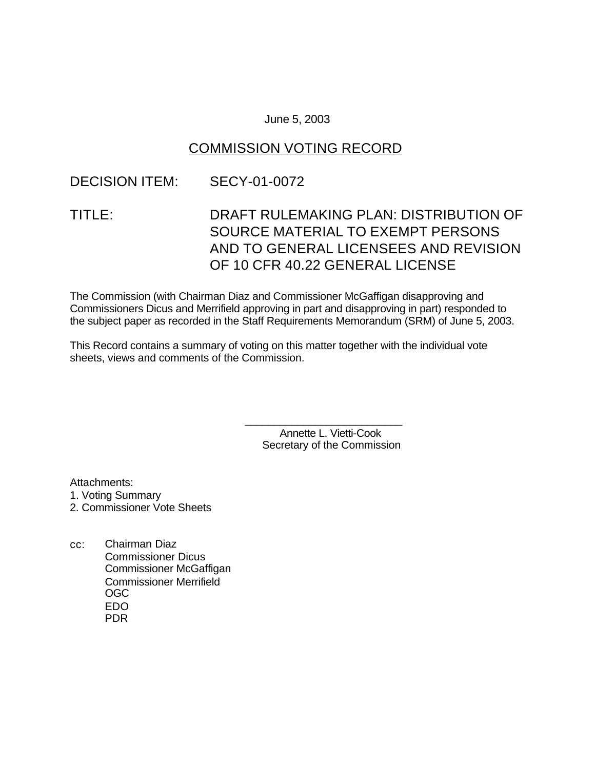June 5, 2003

# COMMISSION VOTING RECORD

DECISION ITEM: SECY-01-0072

TITLE: DRAFT RULEMAKING PLAN: DISTRIBUTION OF SOURCE MATERIAL TO EXEMPT PERSONS AND TO GENERAL LICENSEES AND REVISION OF 10 CFR 40.22 GENERAL LICENSE

The Commission (with Chairman Diaz and Commissioner McGaffigan disapproving and Commissioners Dicus and Merrifield approving in part and disapproving in part) responded to the subject paper as recorded in the Staff Requirements Memorandum (SRM) of June 5, 2003.

This Record contains a summary of voting on this matter together with the individual vote sheets, views and comments of the Commission.

\_\_\_\_\_\_\_\_\_\_\_\_\_\_\_\_\_\_\_\_\_\_\_\_\_\_
Annette L. Vietti-Cook
Secretary of the Commission

Attachments:
1. Voting Summary
2. Commissioner Vote Sheets

cc: Chairman Diaz
Commissioner Dicus
Commissioner McGaffigan
Commissioner Merrifield
OGC
EDO
PDR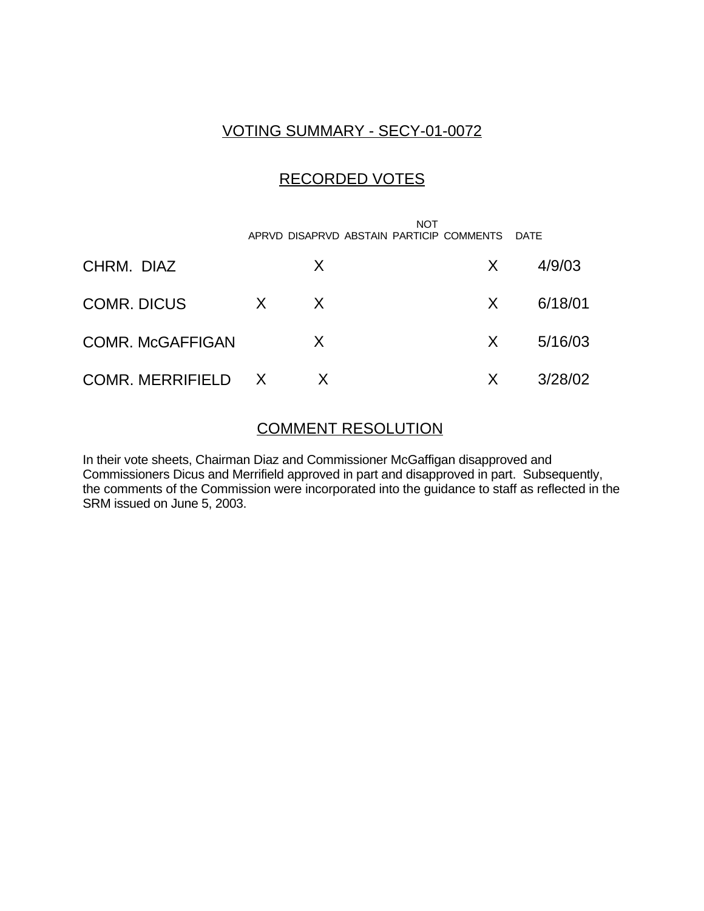## VOTING SUMMARY - SECY-01-0072

## RECORDED VOTES

| | APRVD | DISAPRVD | ABSTAIN | NOT PARTICIP | COMMENTS | DATE |
|---|---|---|---|---|---|---|
| CHRM. DIAZ | | X | | | X | 4/9/03 |
| COMR. DICUS | X | X | | | X | 6/18/01 |
| COMR. McGAFFIGAN | | X | | | X | 5/16/03 |
| COMR. MERRIFIELD | X | X | | | X | 3/28/02 |

## COMMENT RESOLUTION

In their vote sheets, Chairman Diaz and Commissioner McGaffigan disapproved and Commissioners Dicus and Merrifield approved in part and disapproved in part. Subsequently, the comments of the Commission were incorporated into the guidance to staff as reflected in the SRM issued on June 5, 2003.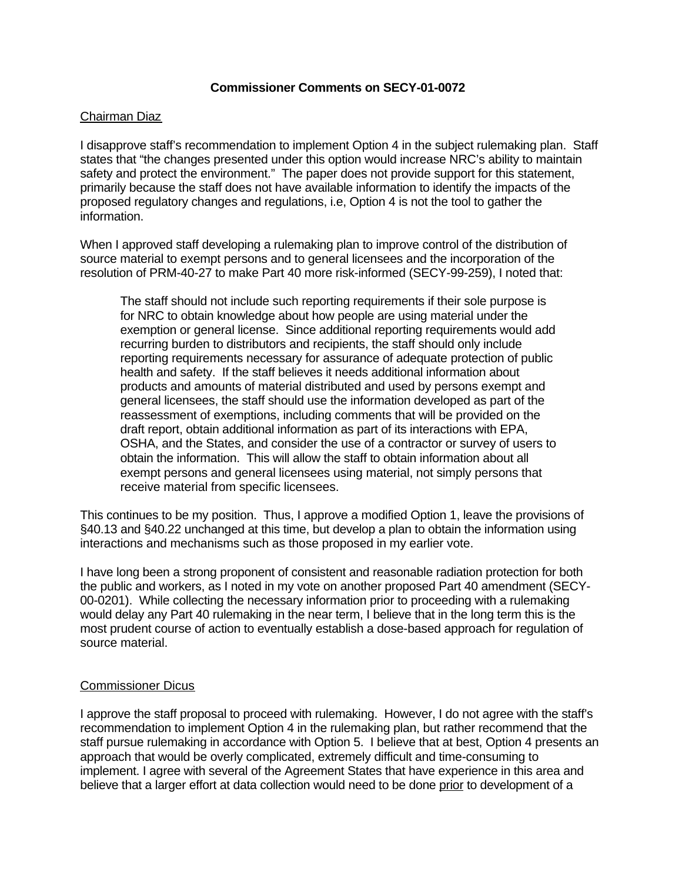**Commissioner Comments on SECY-01-0072**

Chairman Diaz

I disapprove staff's recommendation to implement Option 4 in the subject rulemaking plan. Staff states that "the changes presented under this option would increase NRC's ability to maintain safety and protect the environment." The paper does not provide support for this statement, primarily because the staff does not have available information to identify the impacts of the proposed regulatory changes and regulations, i.e, Option 4 is not the tool to gather the information.

When I approved staff developing a rulemaking plan to improve control of the distribution of source material to exempt persons and to general licensees and the incorporation of the resolution of PRM-40-27 to make Part 40 more risk-informed (SECY-99-259), I noted that:

> The staff should not include such reporting requirements if their sole purpose is for NRC to obtain knowledge about how people are using material under the exemption or general license. Since additional reporting requirements would add recurring burden to distributors and recipients, the staff should only include reporting requirements necessary for assurance of adequate protection of public health and safety. If the staff believes it needs additional information about products and amounts of material distributed and used by persons exempt and general licensees, the staff should use the information developed as part of the reassessment of exemptions, including comments that will be provided on the draft report, obtain additional information as part of its interactions with EPA, OSHA, and the States, and consider the use of a contractor or survey of users to obtain the information. This will allow the staff to obtain information about all exempt persons and general licensees using material, not simply persons that receive material from specific licensees.

This continues to be my position. Thus, I approve a modified Option 1, leave the provisions of §40.13 and §40.22 unchanged at this time, but develop a plan to obtain the information using interactions and mechanisms such as those proposed in my earlier vote.

I have long been a strong proponent of consistent and reasonable radiation protection for both the public and workers, as I noted in my vote on another proposed Part 40 amendment (SECY-00-0201). While collecting the necessary information prior to proceeding with a rulemaking would delay any Part 40 rulemaking in the near term, I believe that in the long term this is the most prudent course of action to eventually establish a dose-based approach for regulation of source material.

Commissioner Dicus

I approve the staff proposal to proceed with rulemaking. However, I do not agree with the staff's recommendation to implement Option 4 in the rulemaking plan, but rather recommend that the staff pursue rulemaking in accordance with Option 5. I believe that at best, Option 4 presents an approach that would be overly complicated, extremely difficult and time-consuming to implement. I agree with several of the Agreement States that have experience in this area and believe that a larger effort at data collection would need to be done prior to development of a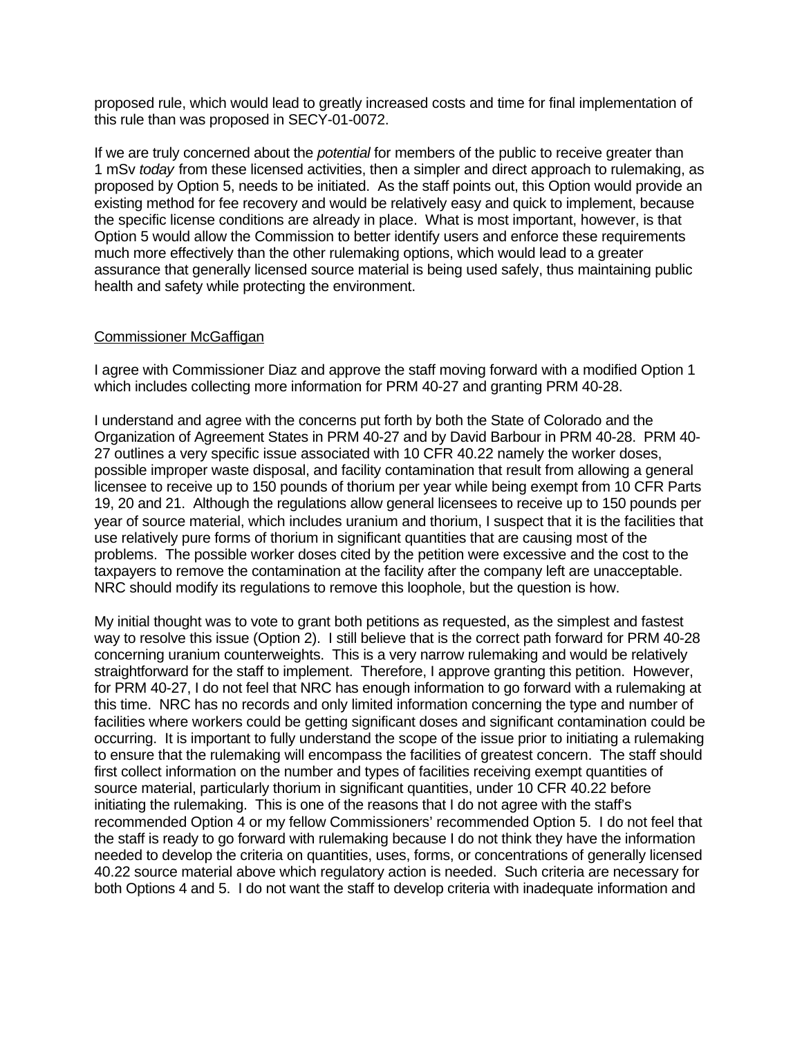proposed rule, which would lead to greatly increased costs and time for final implementation of this rule than was proposed in SECY-01-0072.

If we are truly concerned about the *potential* for members of the public to receive greater than 1 mSv *today* from these licensed activities, then a simpler and direct approach to rulemaking, as proposed by Option 5, needs to be initiated. As the staff points out, this Option would provide an existing method for fee recovery and would be relatively easy and quick to implement, because the specific license conditions are already in place. What is most important, however, is that Option 5 would allow the Commission to better identify users and enforce these requirements much more effectively than the other rulemaking options, which would lead to a greater assurance that generally licensed source material is being used safely, thus maintaining public health and safety while protecting the environment.

Commissioner McGaffigan

I agree with Commissioner Diaz and approve the staff moving forward with a modified Option 1 which includes collecting more information for PRM 40-27 and granting PRM 40-28.

I understand and agree with the concerns put forth by both the State of Colorado and the Organization of Agreement States in PRM 40-27 and by David Barbour in PRM 40-28. PRM 40-27 outlines a very specific issue associated with 10 CFR 40.22 namely the worker doses, possible improper waste disposal, and facility contamination that result from allowing a general licensee to receive up to 150 pounds of thorium per year while being exempt from 10 CFR Parts 19, 20 and 21. Although the regulations allow general licensees to receive up to 150 pounds per year of source material, which includes uranium and thorium, I suspect that it is the facilities that use relatively pure forms of thorium in significant quantities that are causing most of the problems. The possible worker doses cited by the petition were excessive and the cost to the taxpayers to remove the contamination at the facility after the company left are unacceptable. NRC should modify its regulations to remove this loophole, but the question is how.

My initial thought was to vote to grant both petitions as requested, as the simplest and fastest way to resolve this issue (Option 2). I still believe that is the correct path forward for PRM 40-28 concerning uranium counterweights. This is a very narrow rulemaking and would be relatively straightforward for the staff to implement. Therefore, I approve granting this petition. However, for PRM 40-27, I do not feel that NRC has enough information to go forward with a rulemaking at this time. NRC has no records and only limited information concerning the type and number of facilities where workers could be getting significant doses and significant contamination could be occurring. It is important to fully understand the scope of the issue prior to initiating a rulemaking to ensure that the rulemaking will encompass the facilities of greatest concern. The staff should first collect information on the number and types of facilities receiving exempt quantities of source material, particularly thorium in significant quantities, under 10 CFR 40.22 before initiating the rulemaking. This is one of the reasons that I do not agree with the staff's recommended Option 4 or my fellow Commissioners' recommended Option 5. I do not feel that the staff is ready to go forward with rulemaking because I do not think they have the information needed to develop the criteria on quantities, uses, forms, or concentrations of generally licensed 40.22 source material above which regulatory action is needed. Such criteria are necessary for both Options 4 and 5. I do not want the staff to develop criteria with inadequate information and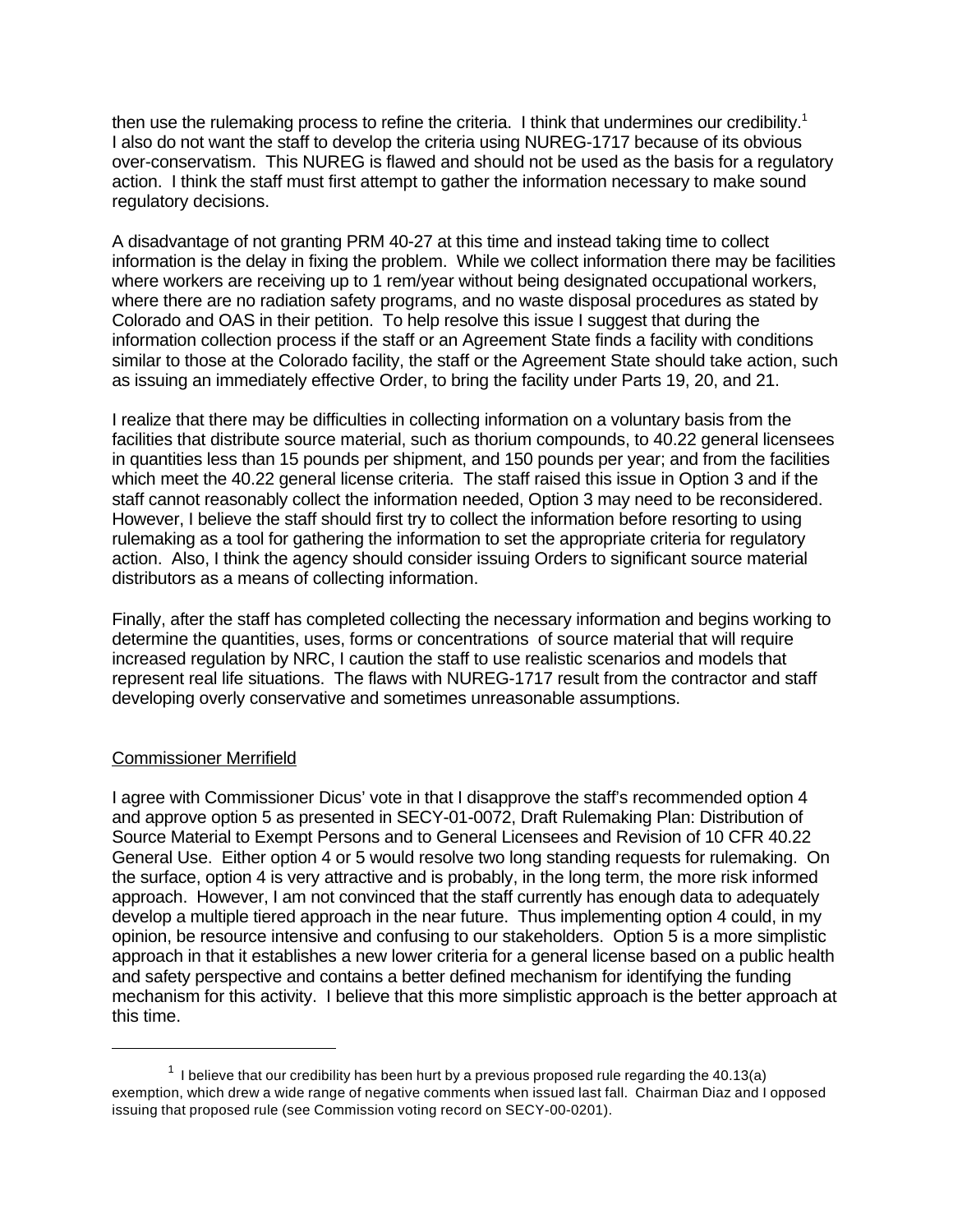then use the rulemaking process to refine the criteria. I think that undermines our credibility.[1] I also do not want the staff to develop the criteria using NUREG-1717 because of its obvious over-conservatism. This NUREG is flawed and should not be used as the basis for a regulatory action. I think the staff must first attempt to gather the information necessary to make sound regulatory decisions.

A disadvantage of not granting PRM 40-27 at this time and instead taking time to collect information is the delay in fixing the problem. While we collect information there may be facilities where workers are receiving up to 1 rem/year without being designated occupational workers, where there are no radiation safety programs, and no waste disposal procedures as stated by Colorado and OAS in their petition. To help resolve this issue I suggest that during the information collection process if the staff or an Agreement State finds a facility with conditions similar to those at the Colorado facility, the staff or the Agreement State should take action, such as issuing an immediately effective Order, to bring the facility under Parts 19, 20, and 21.

I realize that there may be difficulties in collecting information on a voluntary basis from the facilities that distribute source material, such as thorium compounds, to 40.22 general licensees in quantities less than 15 pounds per shipment, and 150 pounds per year; and from the facilities which meet the 40.22 general license criteria. The staff raised this issue in Option 3 and if the staff cannot reasonably collect the information needed, Option 3 may need to be reconsidered. However, I believe the staff should first try to collect the information before resorting to using rulemaking as a tool for gathering the information to set the appropriate criteria for regulatory action. Also, I think the agency should consider issuing Orders to significant source material distributors as a means of collecting information.

Finally, after the staff has completed collecting the necessary information and begins working to determine the quantities, uses, forms or concentrations of source material that will require increased regulation by NRC, I caution the staff to use realistic scenarios and models that represent real life situations. The flaws with NUREG-1717 result from the contractor and staff developing overly conservative and sometimes unreasonable assumptions.

Commissioner Merrifield

I agree with Commissioner Dicus' vote in that I disapprove the staff's recommended option 4 and approve option 5 as presented in SECY-01-0072, Draft Rulemaking Plan: Distribution of Source Material to Exempt Persons and to General Licensees and Revision of 10 CFR 40.22 General Use. Either option 4 or 5 would resolve two long standing requests for rulemaking. On the surface, option 4 is very attractive and is probably, in the long term, the more risk informed approach. However, I am not convinced that the staff currently has enough data to adequately develop a multiple tiered approach in the near future. Thus implementing option 4 could, in my opinion, be resource intensive and confusing to our stakeholders. Option 5 is a more simplistic approach in that it establishes a new lower criteria for a general license based on a public health and safety perspective and contains a better defined mechanism for identifying the funding mechanism for this activity. I believe that this more simplistic approach is the better approach at this time.

---

[1] I believe that our credibility has been hurt by a previous proposed rule regarding the 40.13(a) exemption, which drew a wide range of negative comments when issued last fall. Chairman Diaz and I opposed issuing that proposed rule (see Commission voting record on SECY-00-0201).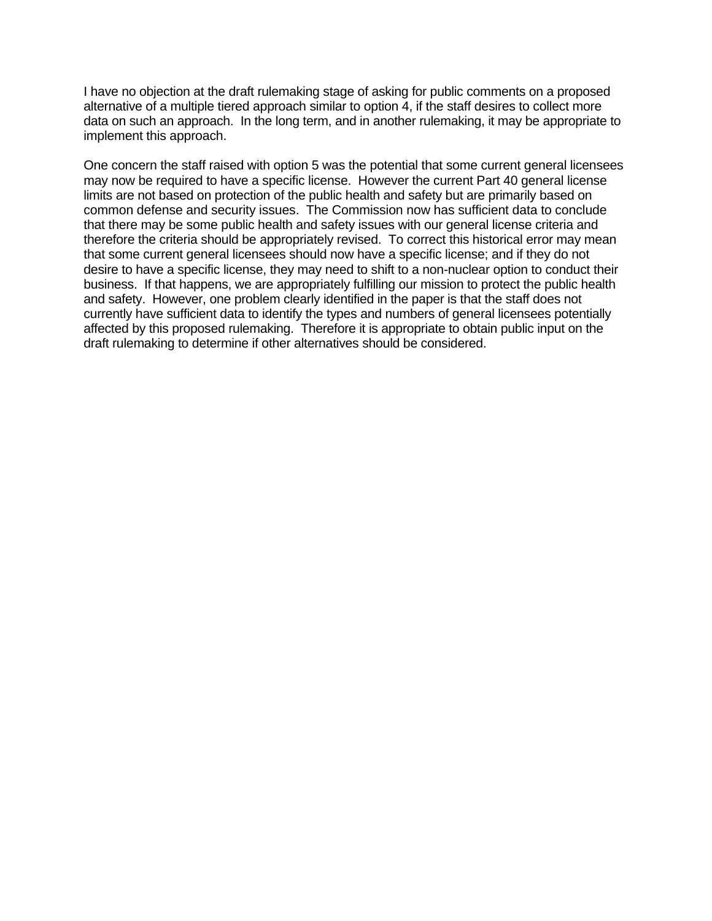I have no objection at the draft rulemaking stage of asking for public comments on a proposed alternative of a multiple tiered approach similar to option 4, if the staff desires to collect more data on such an approach. In the long term, and in another rulemaking, it may be appropriate to implement this approach.

One concern the staff raised with option 5 was the potential that some current general licensees may now be required to have a specific license. However the current Part 40 general license limits are not based on protection of the public health and safety but are primarily based on common defense and security issues. The Commission now has sufficient data to conclude that there may be some public health and safety issues with our general license criteria and therefore the criteria should be appropriately revised. To correct this historical error may mean that some current general licensees should now have a specific license; and if they do not desire to have a specific license, they may need to shift to a non-nuclear option to conduct their business. If that happens, we are appropriately fulfilling our mission to protect the public health and safety. However, one problem clearly identified in the paper is that the staff does not currently have sufficient data to identify the types and numbers of general licensees potentially affected by this proposed rulemaking. Therefore it is appropriate to obtain public input on the draft rulemaking to determine if other alternatives should be considered.